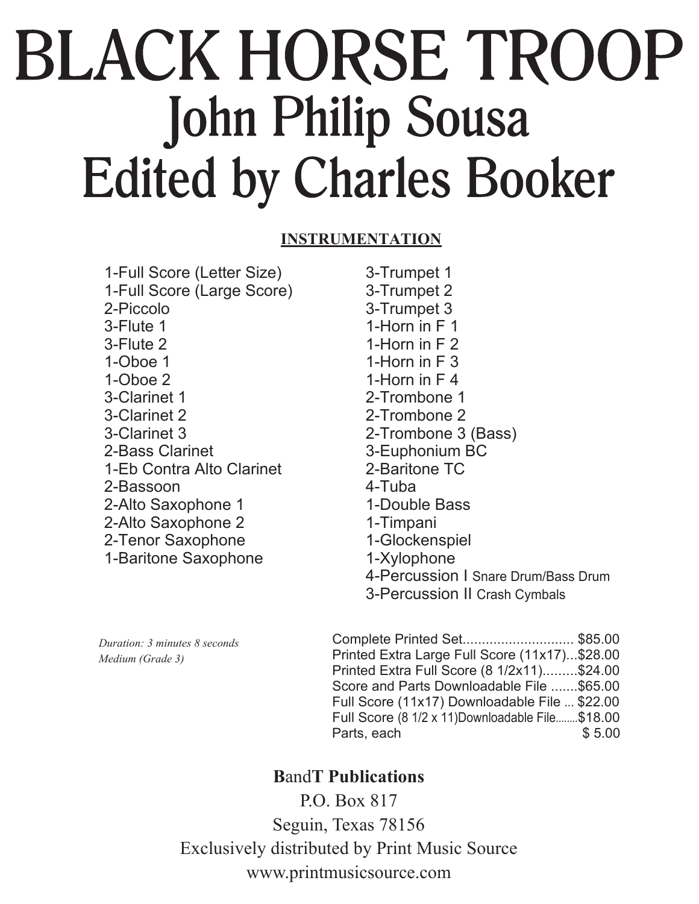# BLACK HORSE TROOP

## John Philip Sousa

## Edited by Charles Booker

**INSTRUMENTATION**

- 1-Full Score (Letter Size)
- 1-Full Score (Large Score)
- 2-Piccolo
- 3-Flute 1
- 3-Flute 2
- 1-Oboe 1
- 1-Oboe 2
- 3-Clarinet 1
- 3-Clarinet 2
- 3-Clarinet 3
- 2-Bass Clarinet
- 1-Eb Contra Alto Clarinet
- 2-Bassoon
- 2-Alto Saxophone 1
- 2-Alto Saxophone 2
- 2-Tenor Saxophone
- 1-Baritone Saxophone
- 3-Trumpet 1
- 3-Trumpet 2
- 3-Trumpet 3
- 1-Horn in F 1
- 1-Horn in F 2
- 1-Horn in F 3
- 1-Horn in F 4
- 2-Trombone 1
- 2-Trombone 2
- 2-Trombone 3 (Bass)
- 3-Euphonium BC
- 2-Baritone TC
- 4-Tuba
- 1-Double Bass
- 1-Timpani
- 1-Glockenspiel
- 1-Xylophone
- 4-Percussion I Snare Drum/Bass Drum
- 3-Percussion II Crash Cymbals

*Duration: 3 minutes 8 seconds*
*Medium (Grade 3)*

Complete Printed Set............................ $85.00
Printed Extra Large Full Score (11x17)...$28.00
Printed Extra Full Score (8 1/2x11).........$24.00
Score and Parts Downloadable File .......$65.00
Full Score (11x17) Downloadable File ... $22.00
Full Score (8 1/2 x 11)Downloadable File........$18.00
Parts, each $ 5.00

**BandT Publications**
P.O. Box 817
Seguin, Texas 78156
Exclusively distributed by Print Music Source
www.printmusicsource.com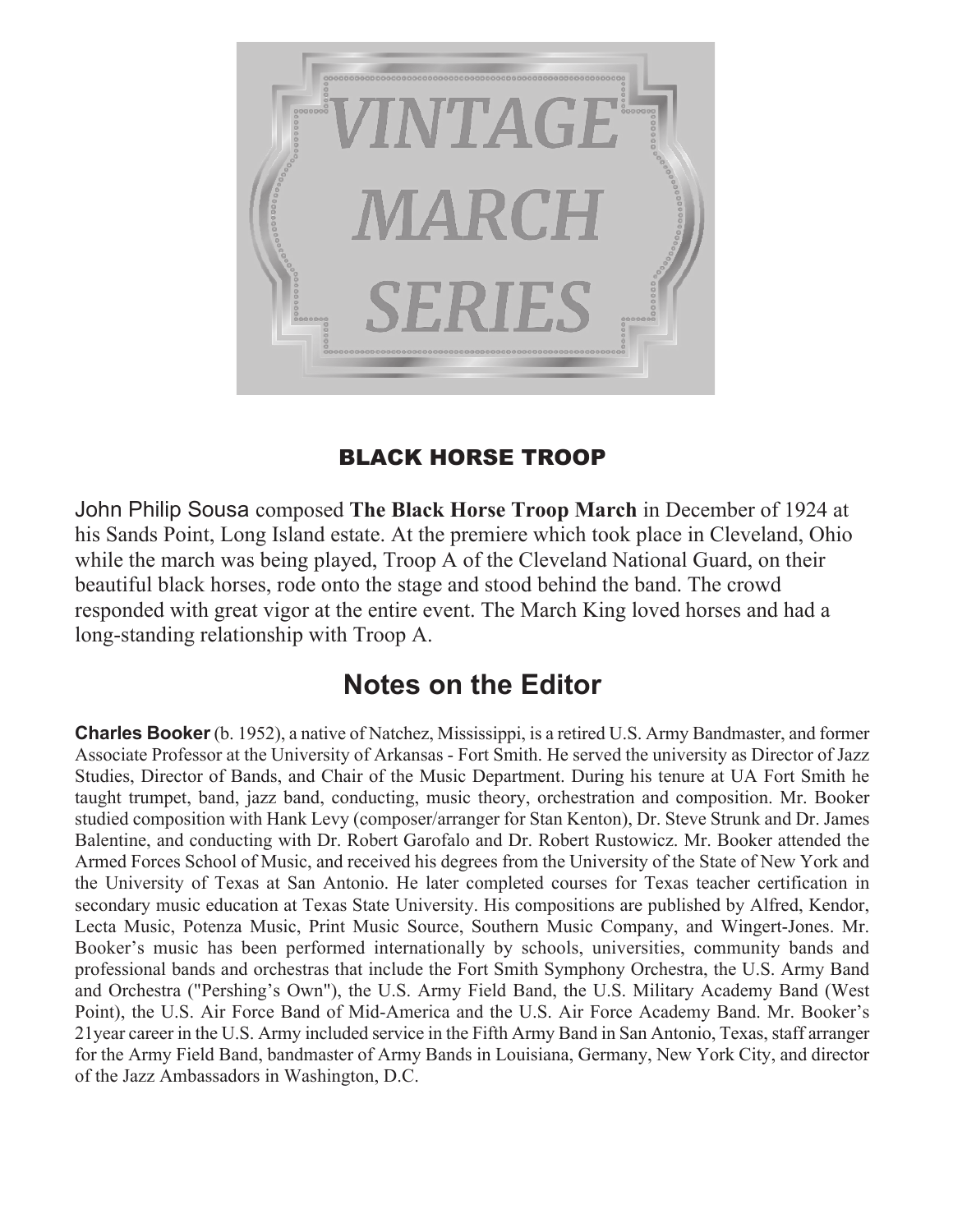# VINTAGE MARCH SERIES

## BLACK HORSE TROOP

John Philip Sousa composed **The Black Horse Troop March** in December of 1924 at his Sands Point, Long Island estate. At the premiere which took place in Cleveland, Ohio while the march was being played, Troop A of the Cleveland National Guard, on their beautiful black horses, rode onto the stage and stood behind the band. The crowd responded with great vigor at the entire event. The March King loved horses and had a long-standing relationship with Troop A.

## Notes on the Editor

**Charles Booker** (b. 1952), a native of Natchez, Mississippi, is a retired U.S. Army Bandmaster, and former Associate Professor at the University of Arkansas - Fort Smith. He served the university as Director of Jazz Studies, Director of Bands, and Chair of the Music Department. During his tenure at UA Fort Smith he taught trumpet, band, jazz band, conducting, music theory, orchestration and composition. Mr. Booker studied composition with Hank Levy (composer/arranger for Stan Kenton), Dr. Steve Strunk and Dr. James Balentine, and conducting with Dr. Robert Garofalo and Dr. Robert Rustowicz. Mr. Booker attended the Armed Forces School of Music, and received his degrees from the University of the State of New York and the University of Texas at San Antonio. He later completed courses for Texas teacher certification in secondary music education at Texas State University. His compositions are published by Alfred, Kendor, Lecta Music, Potenza Music, Print Music Source, Southern Music Company, and Wingert-Jones. Mr. Booker's music has been performed internationally by schools, universities, community bands and professional bands and orchestras that include the Fort Smith Symphony Orchestra, the U.S. Army Band and Orchestra ("Pershing's Own"), the U.S. Army Field Band, the U.S. Military Academy Band (West Point), the U.S. Air Force Band of Mid-America and the U.S. Air Force Academy Band. Mr. Booker's 21year career in the U.S. Army included service in the Fifth Army Band in San Antonio, Texas, staff arranger for the Army Field Band, bandmaster of Army Bands in Louisiana, Germany, New York City, and director of the Jazz Ambassadors in Washington, D.C.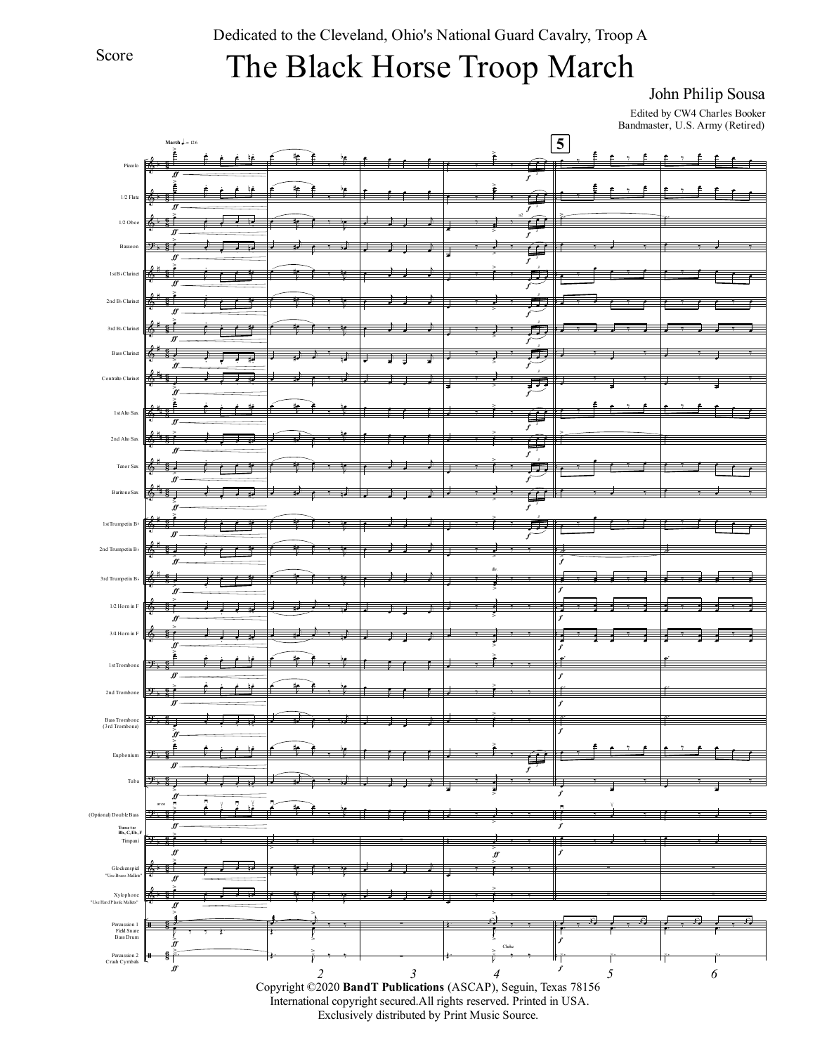Score

Dedicated to the Cleveland, Ohio's National Guard Cavalry, Troop A

# The Black Horse Troop March

John Philip Sousa

Edited by CW4 Charles Booker
Bandmaster, U.S. Army (Retired)

Copyright ©2020 **BandT Publications** (ASCAP), Seguin, Texas 78156
International copyright secured.All rights reserved. Printed in USA.
Exclusively distributed by Print Music Source.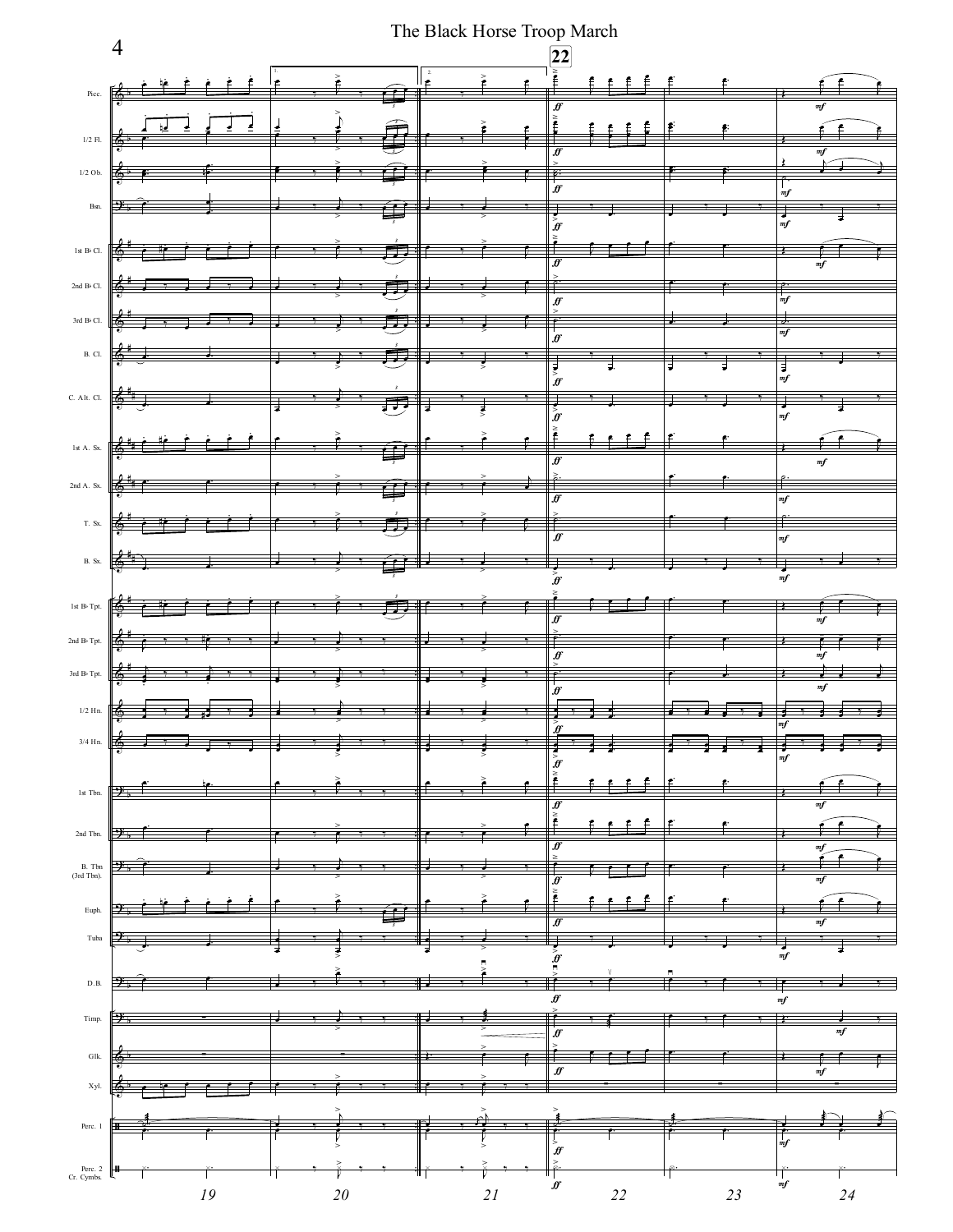# The Black Horse Troop March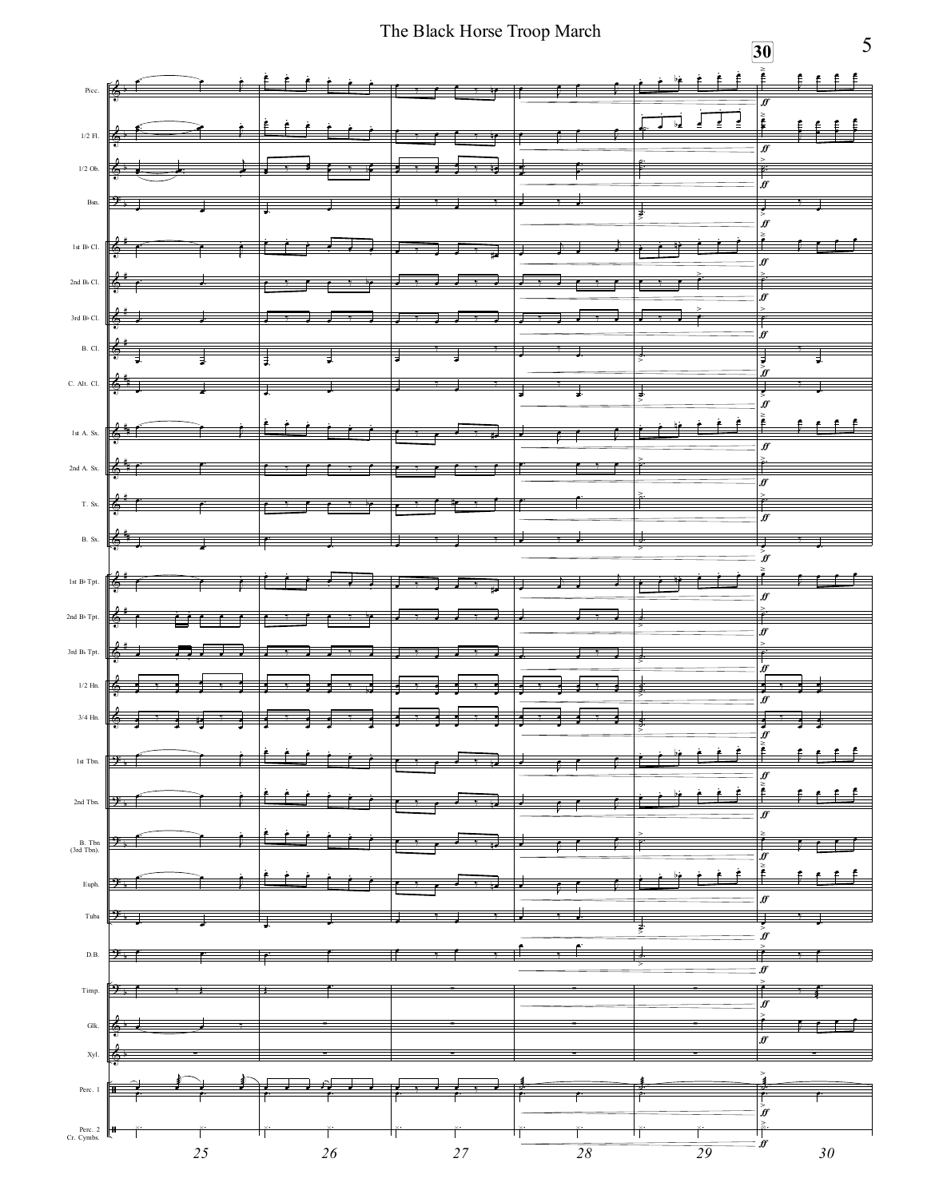# The Black Horse Troop March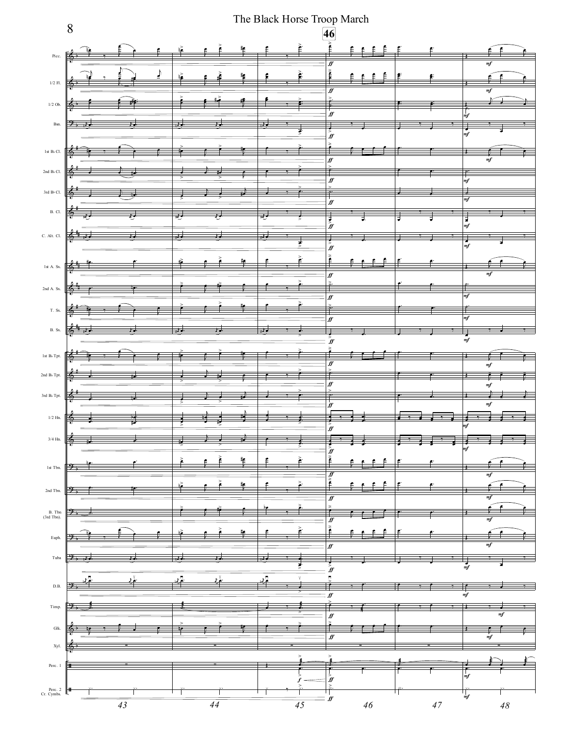# The Black Horse Troop March

46

Picc.

1/2 Fl.

1/2 Ob.

Bsn.

1st B♭ Cl.

2nd B♭ Cl.

3rd B♭ Cl.

B. Cl.

C. Alt. Cl.

1st A. Sx.

2nd A. Sx.

T. Sx.

B. Sx.

1st B♭ Tpt.

2nd B♭ Tpt.

3rd B♭ Tpt.

1/2 Hn.

3/4 Hn.

1st Tbn.

2nd Tbn.

B. Tbn (3rd Tbn).

Euph.

Tuba

D.B.

Timp.

Glk.

Xyl.

Perc. 1

Perc. 2 Cr. Cymbs.

ff

mf

f

43 44 45 46 47 48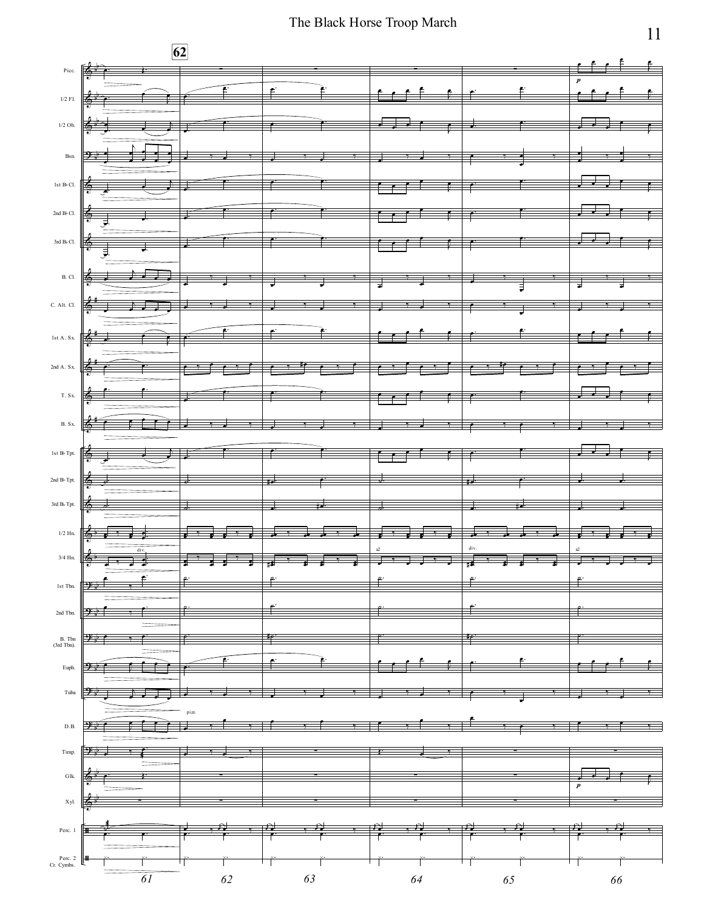# The Black Horse Troop March

**62**

Picc.

1/2 Fl.

1/2 Ob.

Bsn.

1st B♭ Cl.

2nd B♭ Cl.

3rd B♭ Cl.

B. Cl.

C. Alt. Cl.

1st A. Sx.

2nd A. Sx.

T. Sx.

B. Sx.

1st B♭ Tpt.

2nd B♭ Tpt.

3rd B♭ Tpt.

1/2 Hn.

3/4 Hn.

1st Tbn.

2nd Tbn.

B. Tbn (3rd Tbn).

Euph.

Tuba

D.B.

Timp.

Glk.

Xyl.

Perc. 1

Perc. 2 Cr. Cymbs.

61 62 63 64 65 66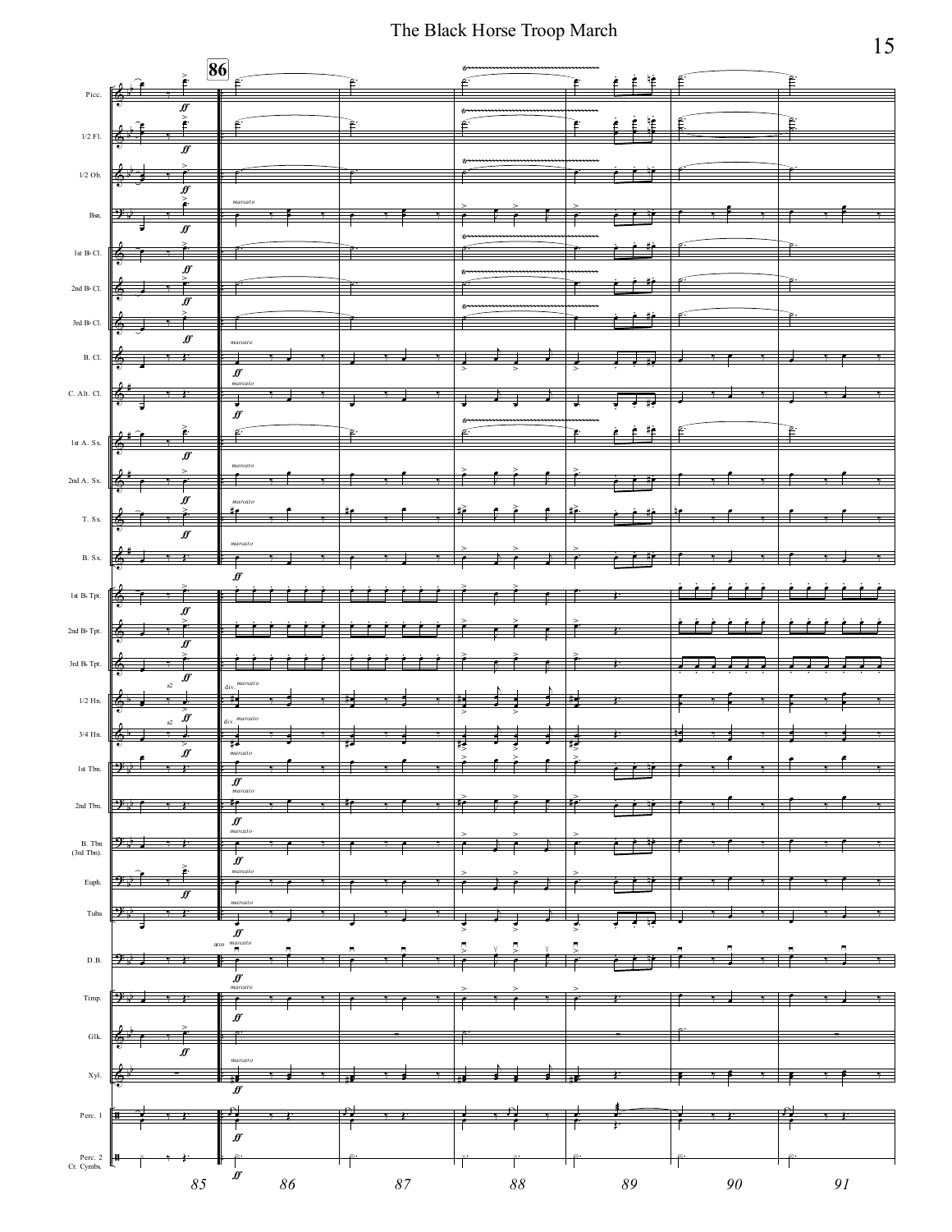# The Black Horse Troop March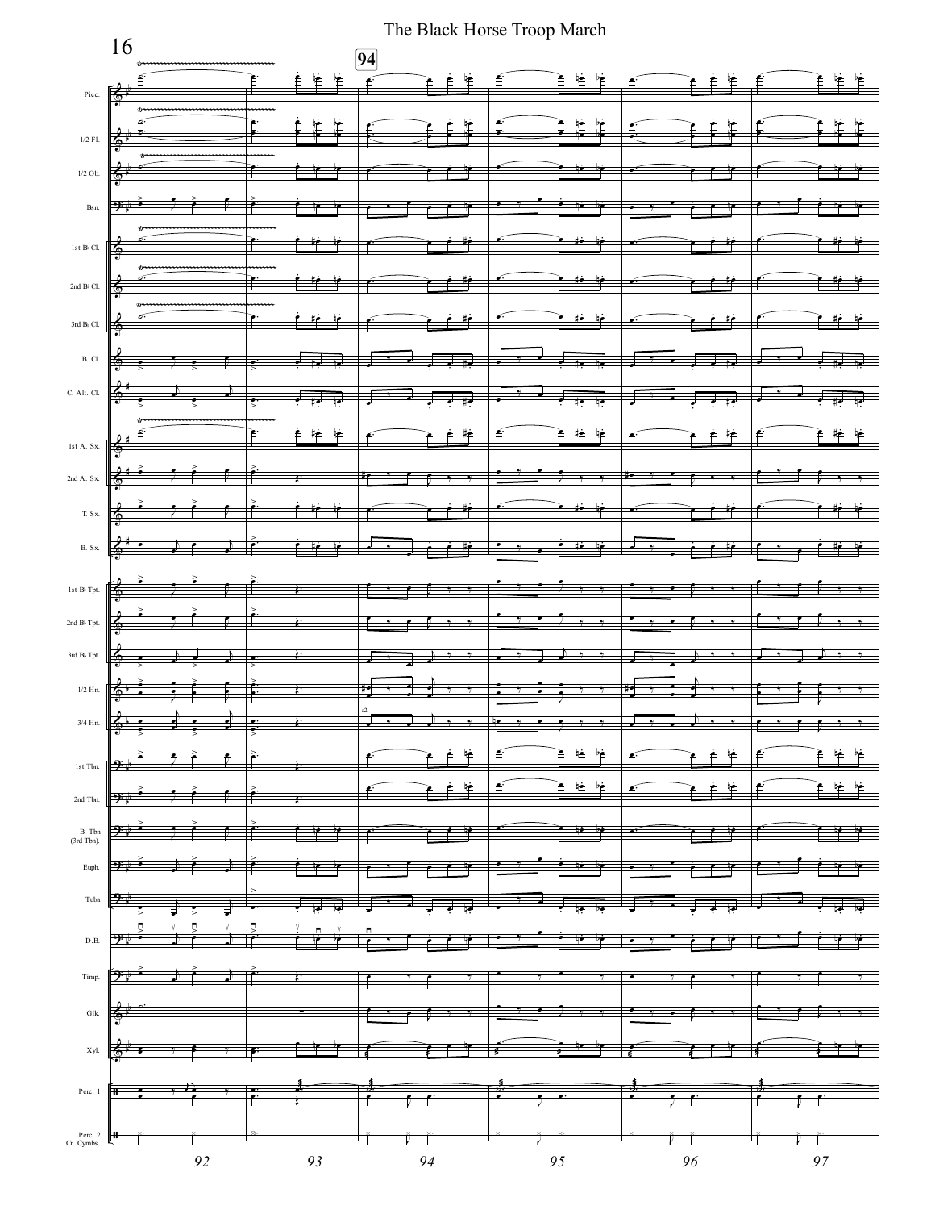# The Black Horse Troop March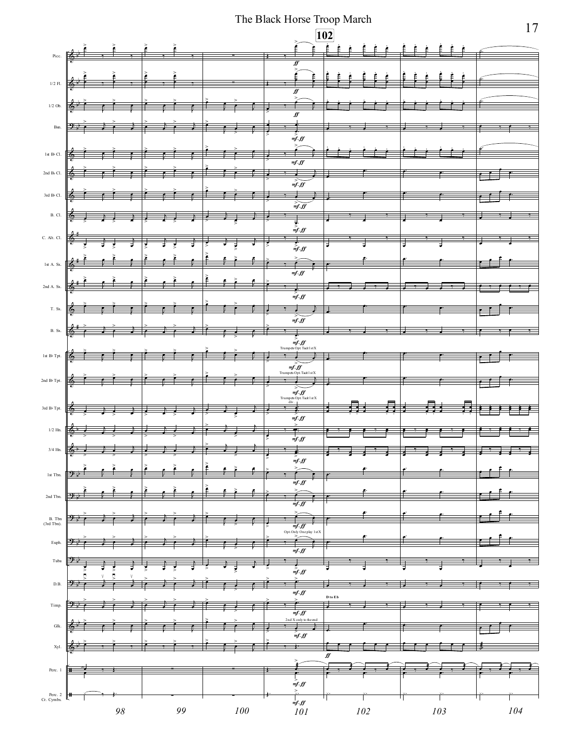# The Black Horse Troop March

**102**

Picc.

1/2 Fl.

1/2 Ob.

Bsn.

1st B♭ Cl.

2nd B♭ Cl.

3rd B♭ Cl.

B. Cl.

C. Alt. Cl.

1st A. Sx.

2nd A. Sx.

T. Sx.

B. Sx.

1st B♭ Tpt.

2nd B♭ Tpt.

3rd B♭ Tpt.

1/2 Hn.

3/4 Hn.

1st Tbn.

2nd Tbn.

B. Tbn (3rd Tbn).

Euph.

Tuba

D.B.

Timp.

Glk.

Xyl.

Perc. 1

Perc. 2 Cr. Cymbs.

*ff*

*mf*-*ff*

Trumpets Opt. Tacit 1st X

div.

Opt. Only One play 1st X

D to Eb

2nd X only to the end

98 99 100 101 102 103 104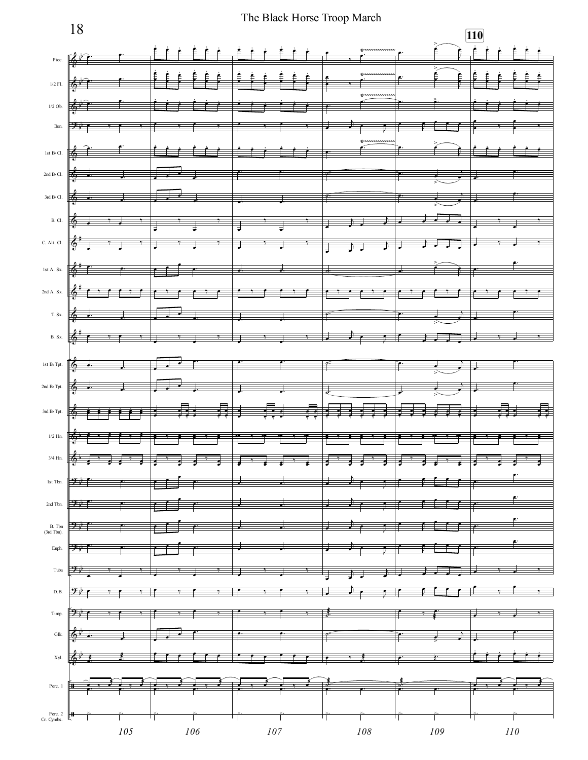# The Black Horse Troop March

**110**

Picc.
1/2 Fl.
1/2 Ob.
Bsn.
1st B♭ Cl.
2nd B♭ Cl.
3rd B♭ Cl.
B. Cl.
C. Alt. Cl.
1st A. Sx.
2nd A. Sx.
T. Sx.
B. Sx.
1st B♭ Tpt.
2nd B♭ Tpt.
3rd B♭ Tpt.
1/2 Hn.
3/4 Hn.
1st Tbn.
2nd Tbn.
B. Tbn (3rd Tbn).
Euph.
Tuba
D.B.
Timp.
Glk.
Xyl.
Perc. 1
Perc. 2 Cr. Cymbs.

105 106 107 108 109 110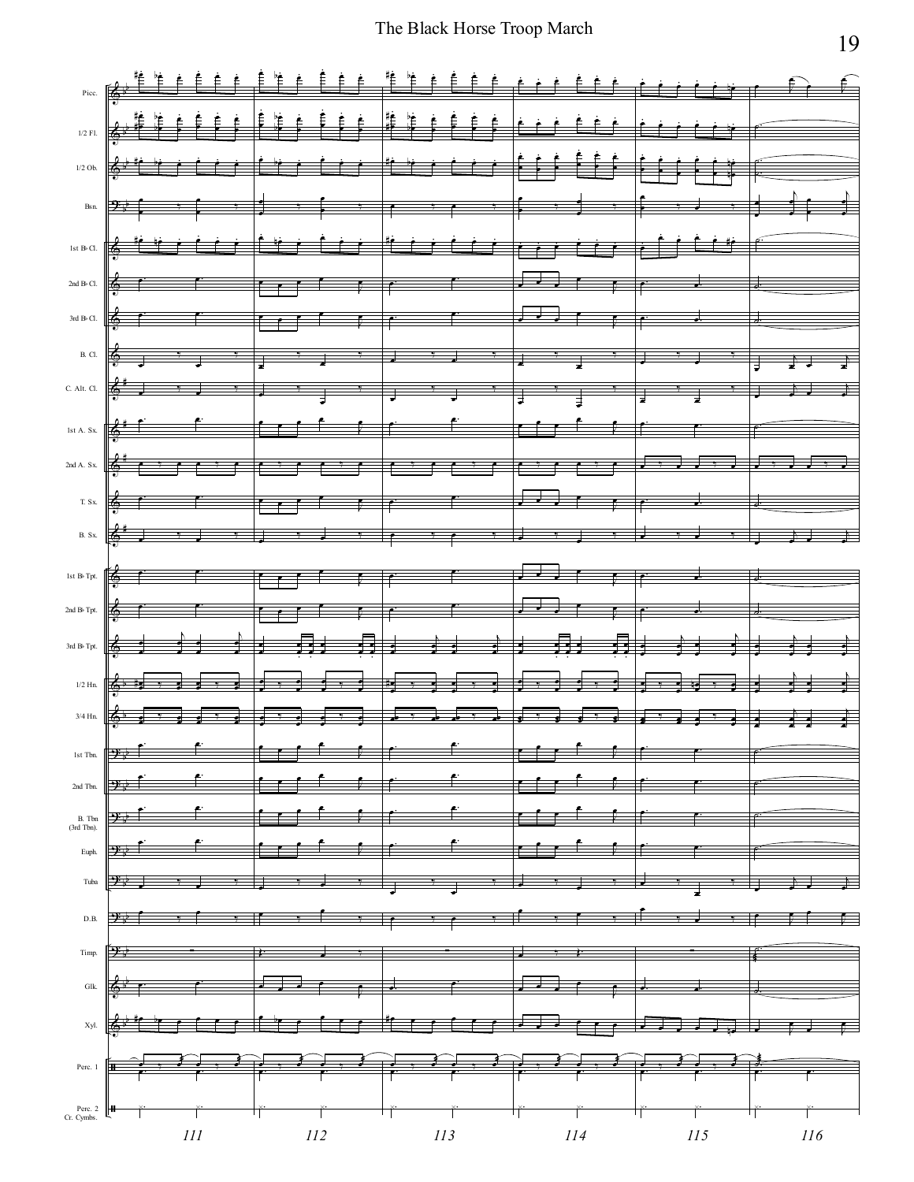| Instrument |
| --- |
| Picc. |
| 1/2 Fl. |
| 1/2 Ob. |
| Bsn. |
| 1st B♭ Cl. |
| 2nd B♭ Cl. |
| 3rd B♭ Cl. |
| B. Cl. |
| C. Alt. Cl. |
| 1st A. Sx. |
| 2nd A. Sx. |
| T. Sx. |
| B. Sx. |
| 1st B♭ Tpt. |
| 2nd B♭ Tpt. |
| 3rd B♭ Tpt. |
| 1/2 Hn. |
| 3/4 Hn. |
| 1st Tbn. |
| 2nd Tbn. |
| B. Tbn (3rd Tbn). |
| Euph. |
| Tuba |
| D.B. |
| Timp. |
| Glk. |
| Xyl. |
| Perc. 1 |
| Perc. 2 Cr. Cymbs. |

111 112 113 114 115 116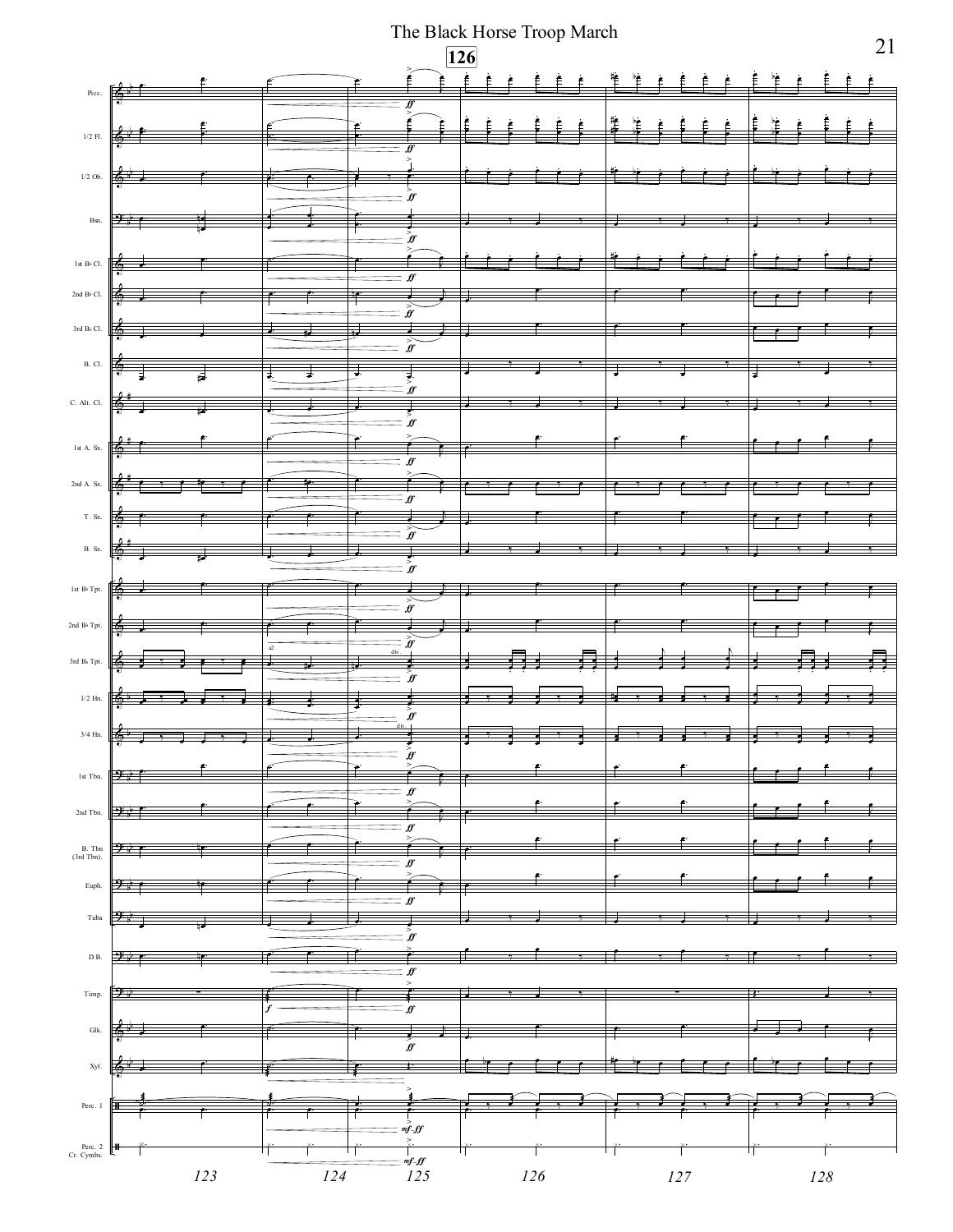# The Black Horse Troop March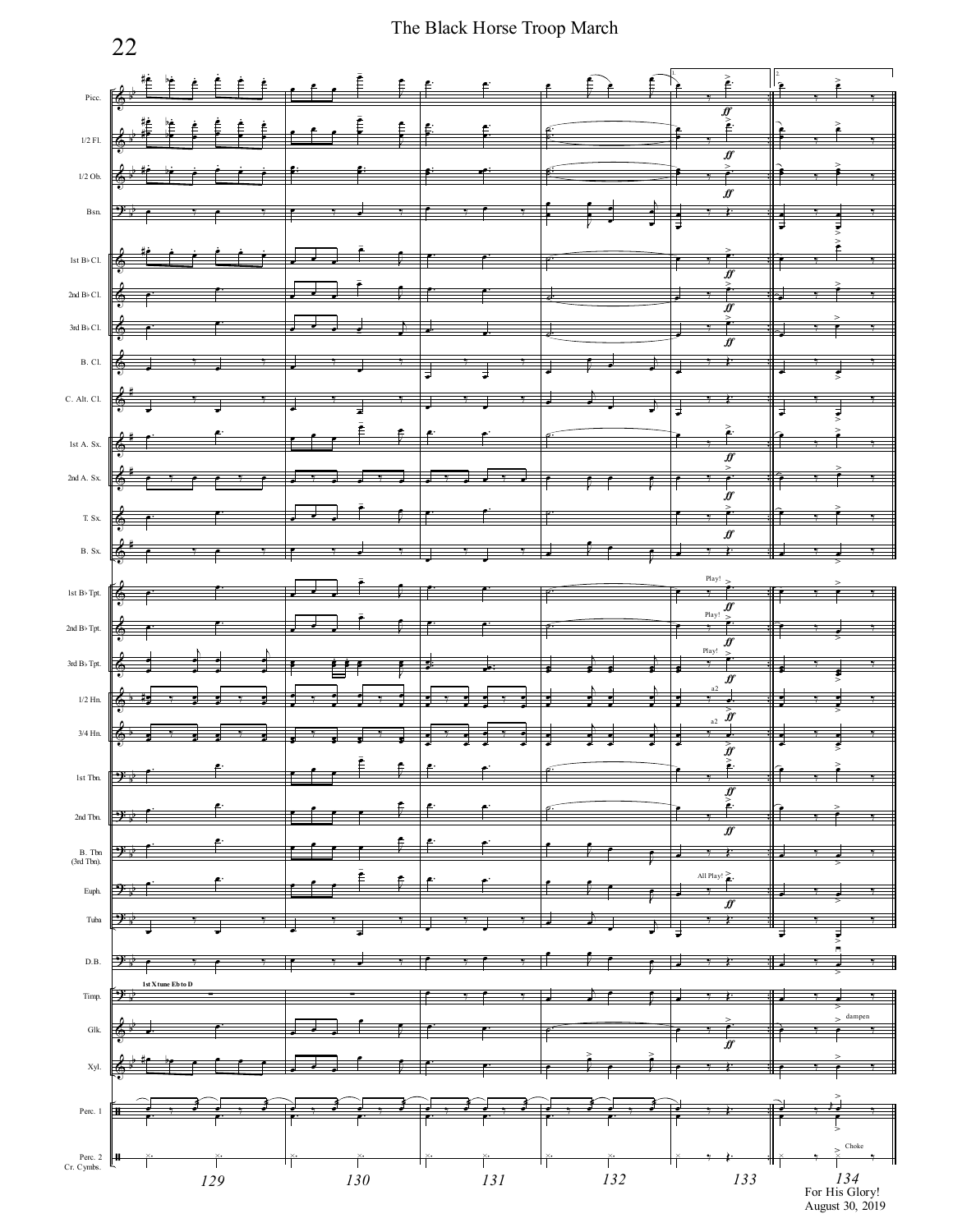The Black Horse Troop March

For His Glory!
August 30, 2019